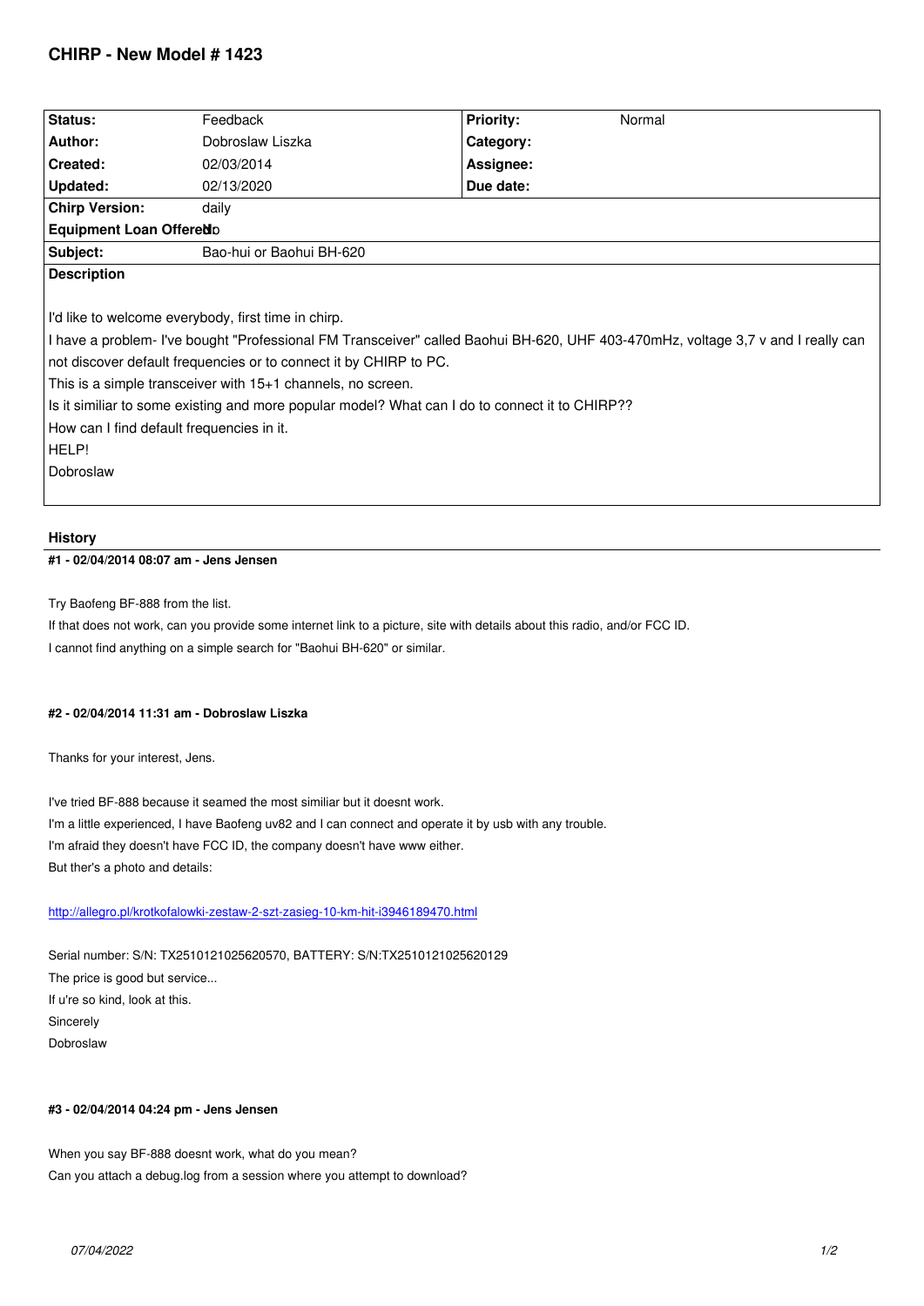# CHIRP - New Model # 1423

| Status: | Feedback | Priority: | Normal |
|---|---|---|---|
| Author: | Dobroslaw Liszka | Category: | |
| Created: | 02/03/2014 | Assignee: | |
| Updated: | 02/13/2020 | Due date: | |
| Chirp Version: | daily | | |
| Equipment Loan Offered: | No | | |
| Subject: | Bao-hui or Baohui BH-620 | | |

**Description**

I'd like to welcome everybody, first time in chirp.

I have a problem- I've bought "Professional FM Transceiver" called Baohui BH-620, UHF 403-470mHz, voltage 3,7 v and I really can not discover default frequencies or to connect it by CHIRP to PC.

This is a simple transceiver with 15+1 channels, no screen.

Is it similiar to some existing and more popular model? What can I do to connect it to CHIRP??

How can I find default frequencies in it.

HELP!

Dobroslaw

## History

### #1 - 02/04/2014 08:07 am - Jens Jensen

Try Baofeng BF-888 from the list.

If that does not work, can you provide some internet link to a picture, site with details about this radio, and/or FCC ID.

I cannot find anything on a simple search for "Baohui BH-620" or similar.

### #2 - 02/04/2014 11:31 am - Dobroslaw Liszka

Thanks for your interest, Jens.

I've tried BF-888 because it seamed the most similiar but it doesnt work.

I'm a little experienced, I have Baofeng uv82 and I can connect and operate it by usb with any trouble.

I'm afraid they doesn't have FCC ID, the company doesn't have www either.

But ther's a photo and details:

http://allegro.pl/krotkofalowki-zestaw-2-szt-zasieg-10-km-hit-i3946189470.html

Serial number: S/N: TX2510121025620570, BATTERY: S/N:TX2510121025620129

The price is good but service...

If u're so kind, look at this.

Sincerely

Dobroslaw

### #3 - 02/04/2014 04:24 pm - Jens Jensen

When you say BF-888 doesnt work, what do you mean?

Can you attach a debug.log from a session where you attempt to download?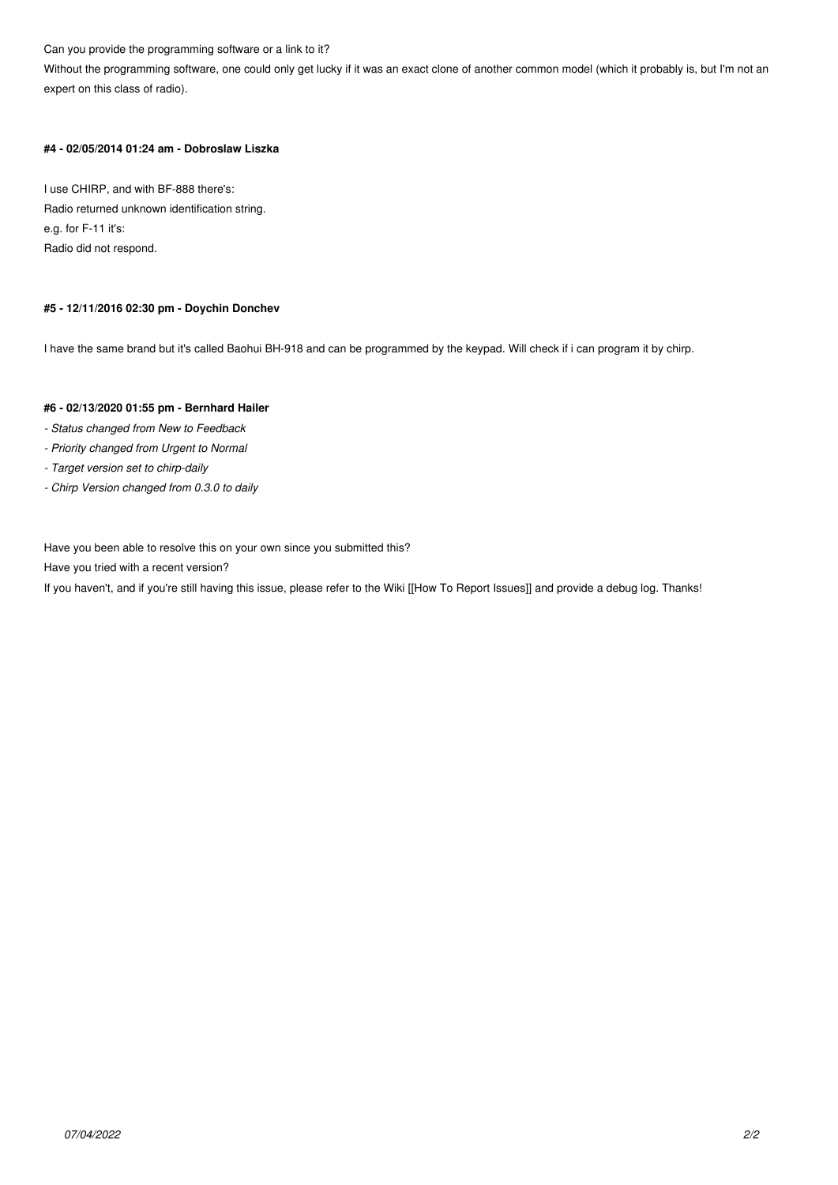Can you provide the programming software or a link to it?

Without the programming software, one could only get lucky if it was an exact clone of another common model (which it probably is, but I'm not an expert on this class of radio).

#### #4 - 02/05/2014 01:24 am - Dobroslaw Liszka

I use CHIRP, and with BF-888 there's:
Radio returned unknown identification string.
e.g. for F-11 it's:
Radio did not respond.

#### #5 - 12/11/2016 02:30 pm - Doychin Donchev

I have the same brand but it's called Baohui BH-918 and can be programmed by the keypad. Will check if i can program it by chirp.

#### #6 - 02/13/2020 01:55 pm - Bernhard Hailer

- *Status changed from New to Feedback*
- *Priority changed from Urgent to Normal*
- *Target version set to chirp-daily*
- *Chirp Version changed from 0.3.0 to daily*

Have you been able to resolve this on your own since you submitted this?
Have you tried with a recent version?
If you haven't, and if you're still having this issue, please refer to the Wiki [[How To Report Issues]] and provide a debug log. Thanks!